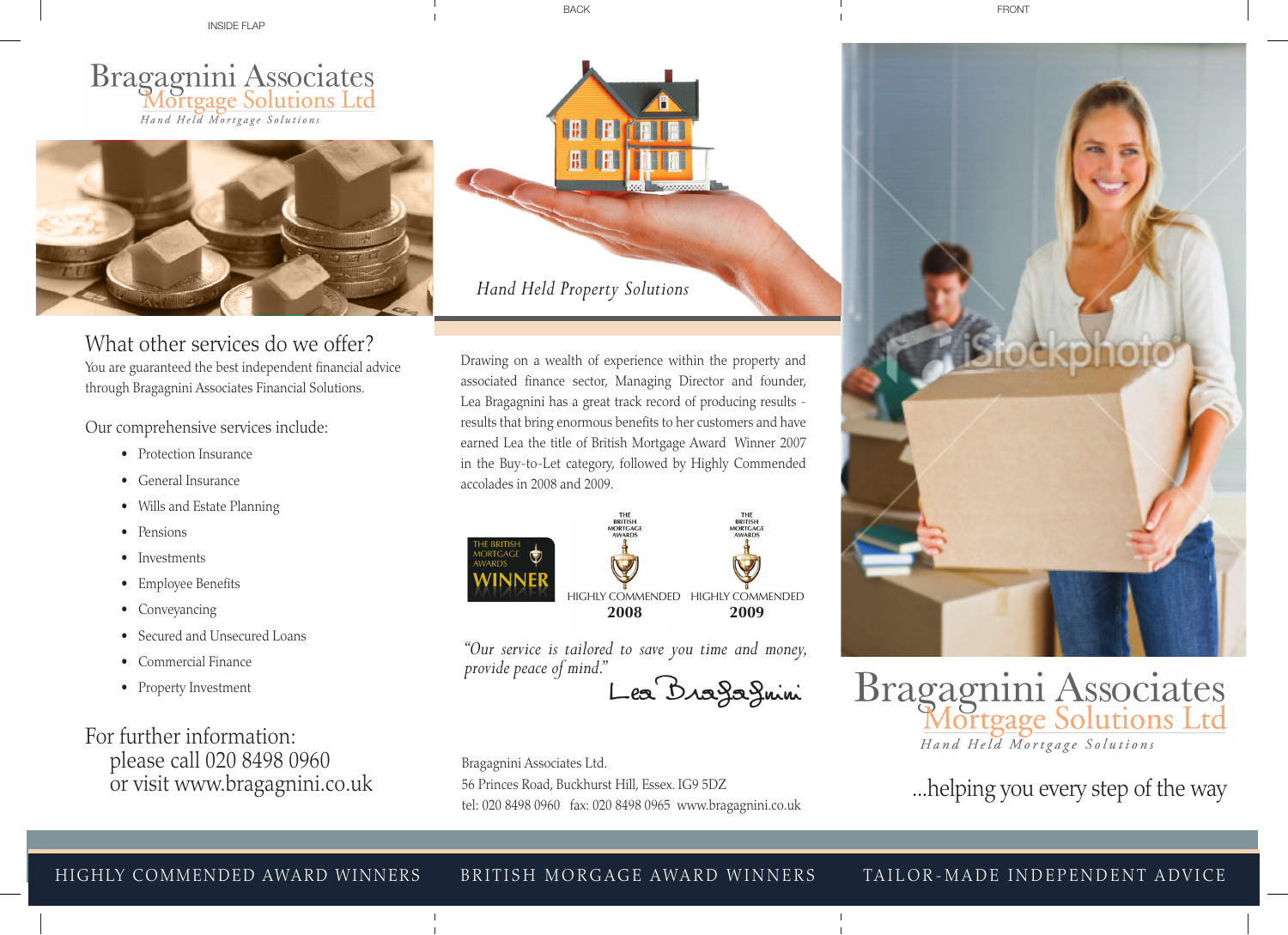# Bragagnini Associates
## Mortgage Solutions Ltd

*Hand Held Mortgage Solutions*

## What other services do we offer?

You are guaranteed the best independent financial advice through Bragagnini Associates Financial Solutions.

Our comprehensive services include:

- Protection Insurance
- General Insurance
- Wills and Estate Planning
- Pensions
- Investments
- Employee Benefits
- Conveyancing
- Secured and Unsecured Loans
- Commercial Finance
- Property Investment

For further information:
please call 020 8498 0960
or visit www.bragagnini.co.uk

*Hand Held Property Solutions*

Drawing on a wealth of experience within the property and associated finance sector, Managing Director and founder, Lea Bragagnini has a great track record of producing results - results that bring enormous benefits to her customers and have earned Lea the title of British Mortgage Award Winner 2007 in the Buy-to-Let category, followed by Highly Commended accolades in 2008 and 2009.

THE BRITISH MORTGAGE AWARDS WINNER

THE BRITISH MORTGAGE AWARDS HIGHLY COMMENDED **2008**

THE BRITISH MORTGAGE AWARDS HIGHLY COMMENDED **2009**

*"Our service is tailored to save you time and money, provide peace of mind."*

Lea Bragagnini

Bragagnini Associates Ltd.
56 Princes Road, Buckhurst Hill, Essex. IG9 5DZ
tel: 020 8498 0960 fax: 020 8498 0965 www.bragagnini.co.uk

# Bragagnini Associates
## Mortgage Solutions Ltd

*Hand Held Mortgage Solutions*

...helping you every step of the way

HIGHLY COMMENDED AWARD WINNERS

BRITISH MORGAGE AWARD WINNERS

TAILOR-MADE INDEPENDENT ADVICE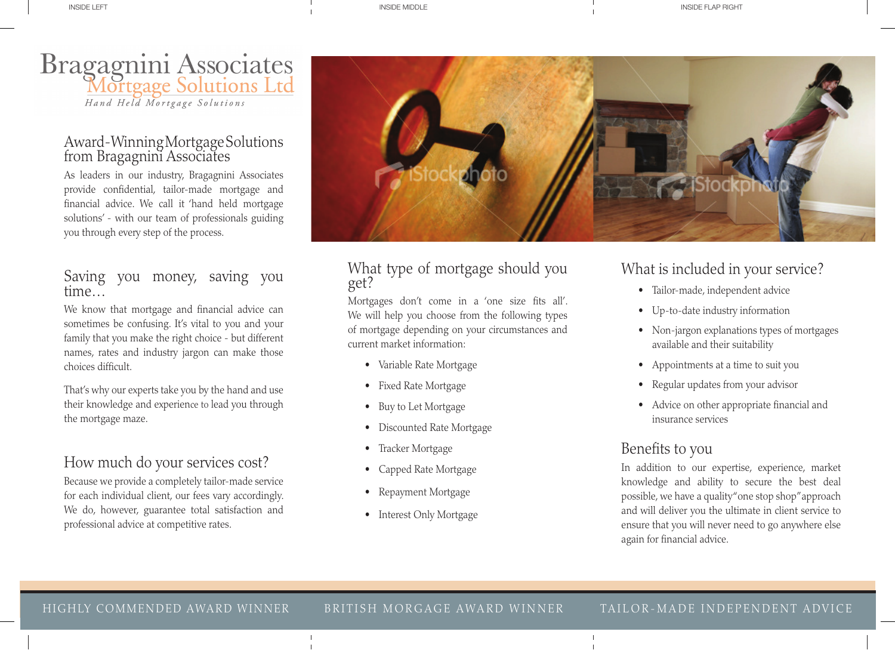# Bragagnini Associates
## Mortgage Solutions Ltd

*Hand Held Mortgage Solutions*

## Award-Winning Mortgage Solutions from Bragagnini Associates

As leaders in our industry, Bragagnini Associates provide confidential, tailor-made mortgage and financial advice. We call it 'hand held mortgage solutions' - with our team of professionals guiding you through every step of the process.

## Saving you money, saving you time…

We know that mortgage and financial advice can sometimes be confusing. It's vital to you and your family that you make the right choice - but different names, rates and industry jargon can make those choices difficult.

That's why our experts take you by the hand and use their knowledge and experience to lead you through the mortgage maze.

## How much do your services cost?

Because we provide a completely tailor-made service for each individual client, our fees vary accordingly. We do, however, guarantee total satisfaction and professional advice at competitive rates.

## What type of mortgage should you get?

Mortgages don't come in a 'one size fits all'. We will help you choose from the following types of mortgage depending on your circumstances and current market information:

- Variable Rate Mortgage
- Fixed Rate Mortgage
- Buy to Let Mortgage
- Discounted Rate Mortgage
- Tracker Mortgage
- Capped Rate Mortgage
- Repayment Mortgage
- Interest Only Mortgage

## What is included in your service?

- Tailor-made, independent advice
- Up-to-date industry information
- Non-jargon explanations types of mortgages available and their suitability
- Appointments at a time to suit you
- Regular updates from your advisor
- Advice on other appropriate financial and insurance services

## Benefits to you

In addition to our expertise, experience, market knowledge and ability to secure the best deal possible, we have a quality "one stop shop" approach and will deliver you the ultimate in client service to ensure that you will never need to go anywhere else again for financial advice.

HIGHLY COMMENDED AWARD WINNER    BRITISH MORGAGE AWARD WINNER    TAILOR-MADE INDEPENDENT ADVICE